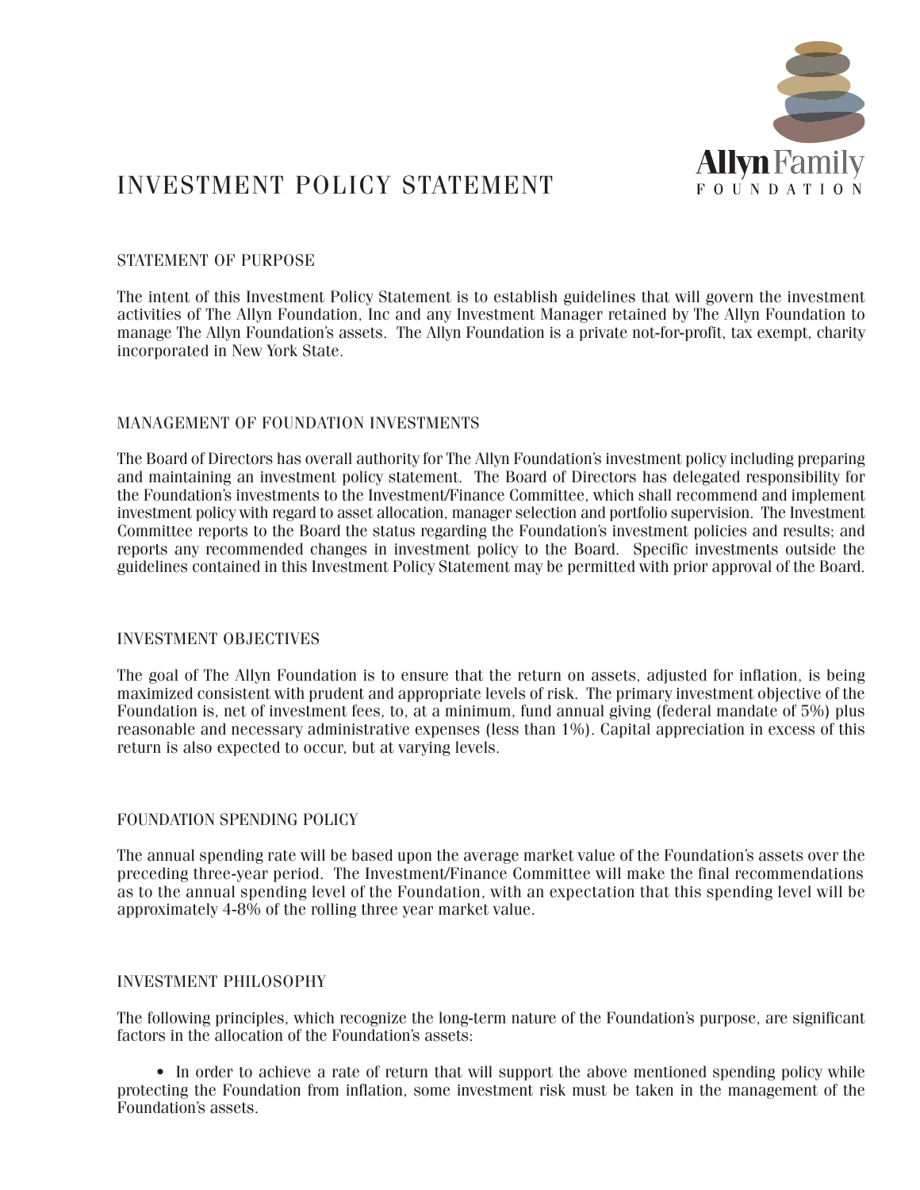Allyn Family Foundation

# INVESTMENT POLICY STATEMENT

## STATEMENT OF PURPOSE

The intent of this Investment Policy Statement is to establish guidelines that will govern the investment activities of The Allyn Foundation, Inc and any Investment Manager retained by The Allyn Foundation to manage The Allyn Foundation's assets. The Allyn Foundation is a private not-for-profit, tax exempt, charity incorporated in New York State.

## MANAGEMENT OF FOUNDATION INVESTMENTS

The Board of Directors has overall authority for The Allyn Foundation's investment policy including preparing and maintaining an investment policy statement. The Board of Directors has delegated responsibility for the Foundation's investments to the Investment/Finance Committee, which shall recommend and implement investment policy with regard to asset allocation, manager selection and portfolio supervision. The Investment Committee reports to the Board the status regarding the Foundation's investment policies and results; and reports any recommended changes in investment policy to the Board. Specific investments outside the guidelines contained in this Investment Policy Statement may be permitted with prior approval of the Board.

## INVESTMENT OBJECTIVES

The goal of The Allyn Foundation is to ensure that the return on assets, adjusted for inflation, is being maximized consistent with prudent and appropriate levels of risk. The primary investment objective of the Foundation is, net of investment fees, to, at a minimum, fund annual giving (federal mandate of 5%) plus reasonable and necessary administrative expenses (less than 1%). Capital appreciation in excess of this return is also expected to occur, but at varying levels.

## FOUNDATION SPENDING POLICY

The annual spending rate will be based upon the average market value of the Foundation's assets over the preceding three-year period. The Investment/Finance Committee will make the final recommendations as to the annual spending level of the Foundation, with an expectation that this spending level will be approximately 4-8% of the rolling three year market value.

## INVESTMENT PHILOSOPHY

The following principles, which recognize the long-term nature of the Foundation's purpose, are significant factors in the allocation of the Foundation's assets:

- In order to achieve a rate of return that will support the above mentioned spending policy while protecting the Foundation from inflation, some investment risk must be taken in the management of the Foundation's assets.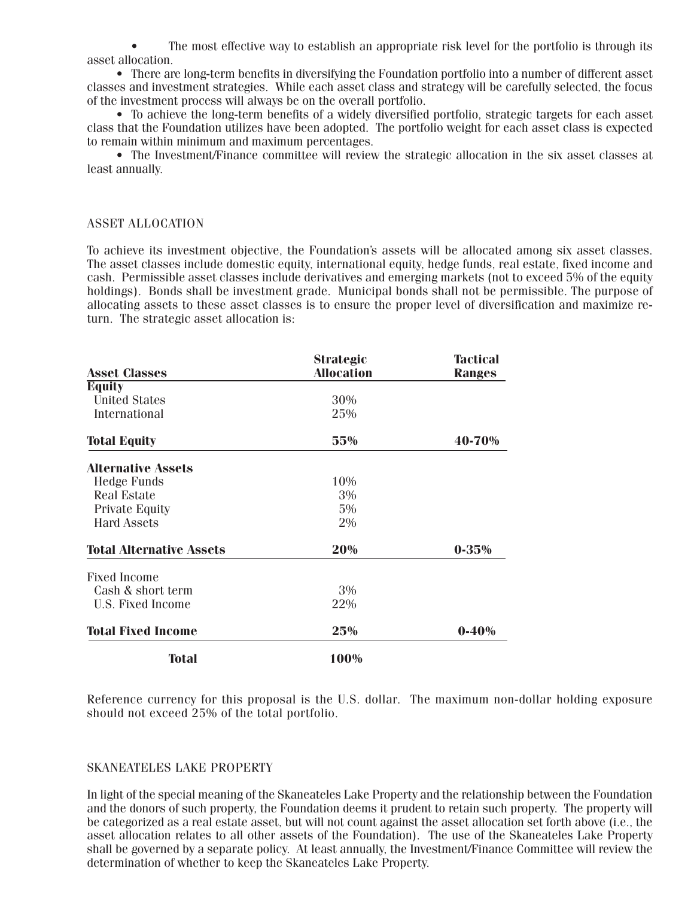- The most effective way to establish an appropriate risk level for the portfolio is through its asset allocation.
- There are long-term benefits in diversifying the Foundation portfolio into a number of different asset classes and investment strategies. While each asset class and strategy will be carefully selected, the focus of the investment process will always be on the overall portfolio.
- To achieve the long-term benefits of a widely diversified portfolio, strategic targets for each asset class that the Foundation utilizes have been adopted. The portfolio weight for each asset class is expected to remain within minimum and maximum percentages.
- The Investment/Finance committee will review the strategic allocation in the six asset classes at least annually.

## ASSET ALLOCATION

To achieve its investment objective, the Foundation's assets will be allocated among six asset classes. The asset classes include domestic equity, international equity, hedge funds, real estate, fixed income and cash. Permissible asset classes include derivatives and emerging markets (not to exceed 5% of the equity holdings). Bonds shall be investment grade. Municipal bonds shall not be permissible. The purpose of allocating assets to these asset classes is to ensure the proper level of diversification and maximize return. The strategic asset allocation is:

| Asset Classes | Strategic Allocation | Tactical Ranges |
|---|---|---|
| **Equity** | | |
| United States | 30% | |
| International | 25% | |
| **Total Equity** | **55%** | **40-70%** |
| **Alternative Assets** | | |
| Hedge Funds | 10% | |
| Real Estate | 3% | |
| Private Equity | 5% | |
| Hard Assets | 2% | |
| **Total Alternative Assets** | **20%** | **0-35%** |
| Fixed Income | | |
| Cash & short term | 3% | |
| U.S. Fixed Income | 22% | |
| **Total Fixed Income** | **25%** | **0-40%** |
| **Total** | **100%** | |

Reference currency for this proposal is the U.S. dollar. The maximum non-dollar holding exposure should not exceed 25% of the total portfolio.

## SKANEATELES LAKE PROPERTY

In light of the special meaning of the Skaneateles Lake Property and the relationship between the Foundation and the donors of such property, the Foundation deems it prudent to retain such property. The property will be categorized as a real estate asset, but will not count against the asset allocation set forth above (i.e., the asset allocation relates to all other assets of the Foundation). The use of the Skaneateles Lake Property shall be governed by a separate policy. At least annually, the Investment/Finance Committee will review the determination of whether to keep the Skaneateles Lake Property.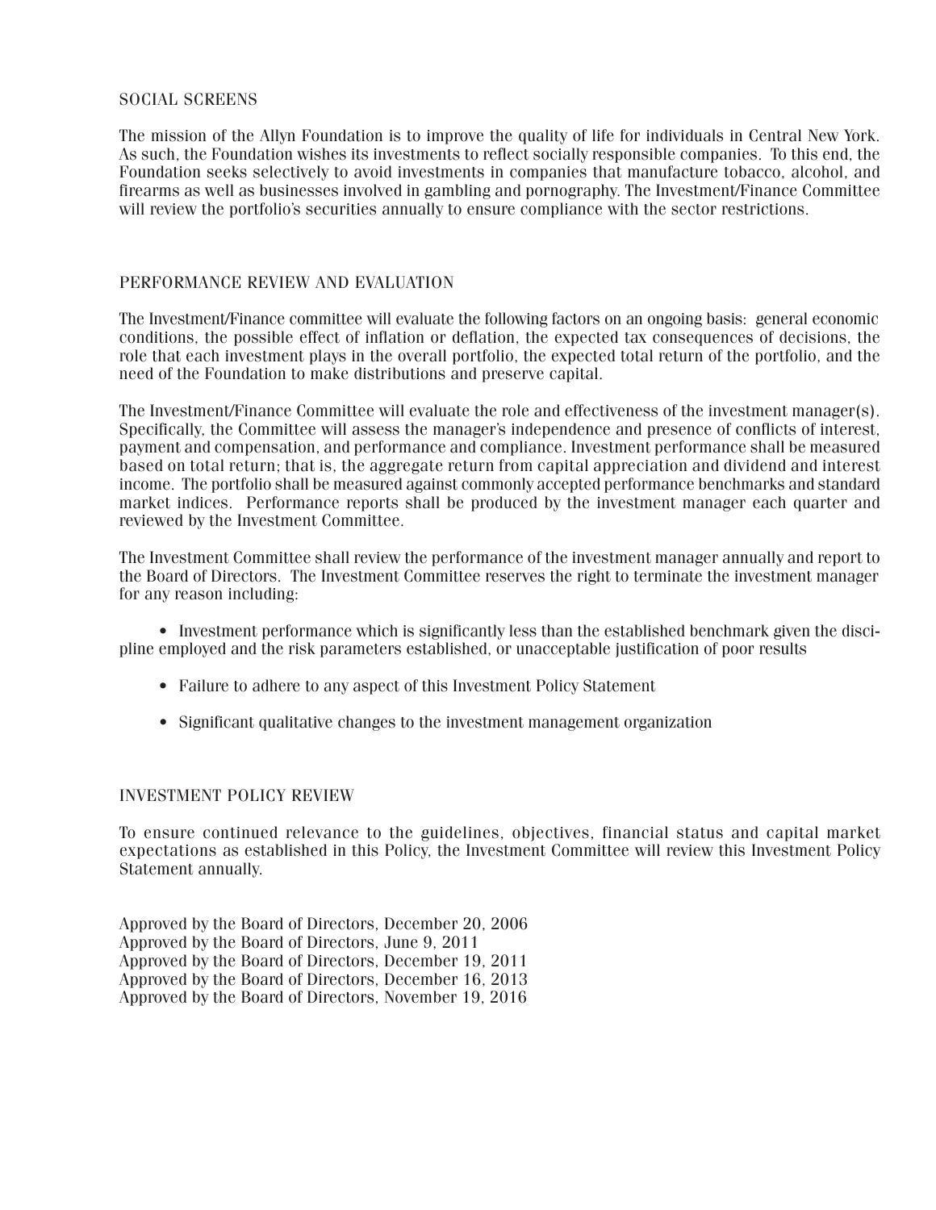## SOCIAL SCREENS

The mission of the Allyn Foundation is to improve the quality of life for individuals in Central New York. As such, the Foundation wishes its investments to reflect socially responsible companies. To this end, the Foundation seeks selectively to avoid investments in companies that manufacture tobacco, alcohol, and firearms as well as businesses involved in gambling and pornography. The Investment/Finance Committee will review the portfolio's securities annually to ensure compliance with the sector restrictions.

## PERFORMANCE REVIEW AND EVALUATION

The Investment/Finance committee will evaluate the following factors on an ongoing basis: general economic conditions, the possible effect of inflation or deflation, the expected tax consequences of decisions, the role that each investment plays in the overall portfolio, the expected total return of the portfolio, and the need of the Foundation to make distributions and preserve capital.

The Investment/Finance Committee will evaluate the role and effectiveness of the investment manager(s). Specifically, the Committee will assess the manager's independence and presence of conflicts of interest, payment and compensation, and performance and compliance. Investment performance shall be measured based on total return; that is, the aggregate return from capital appreciation and dividend and interest income. The portfolio shall be measured against commonly accepted performance benchmarks and standard market indices. Performance reports shall be produced by the investment manager each quarter and reviewed by the Investment Committee.

The Investment Committee shall review the performance of the investment manager annually and report to the Board of Directors. The Investment Committee reserves the right to terminate the investment manager for any reason including:

- Investment performance which is significantly less than the established benchmark given the discipline employed and the risk parameters established, or unacceptable justification of poor results

- Failure to adhere to any aspect of this Investment Policy Statement

- Significant qualitative changes to the investment management organization

## INVESTMENT POLICY REVIEW

To ensure continued relevance to the guidelines, objectives, financial status and capital market expectations as established in this Policy, the Investment Committee will review this Investment Policy Statement annually.

Approved by the Board of Directors, December 20, 2006
Approved by the Board of Directors, June 9, 2011
Approved by the Board of Directors, December 19, 2011
Approved by the Board of Directors, December 16, 2013
Approved by the Board of Directors, November 19, 2016